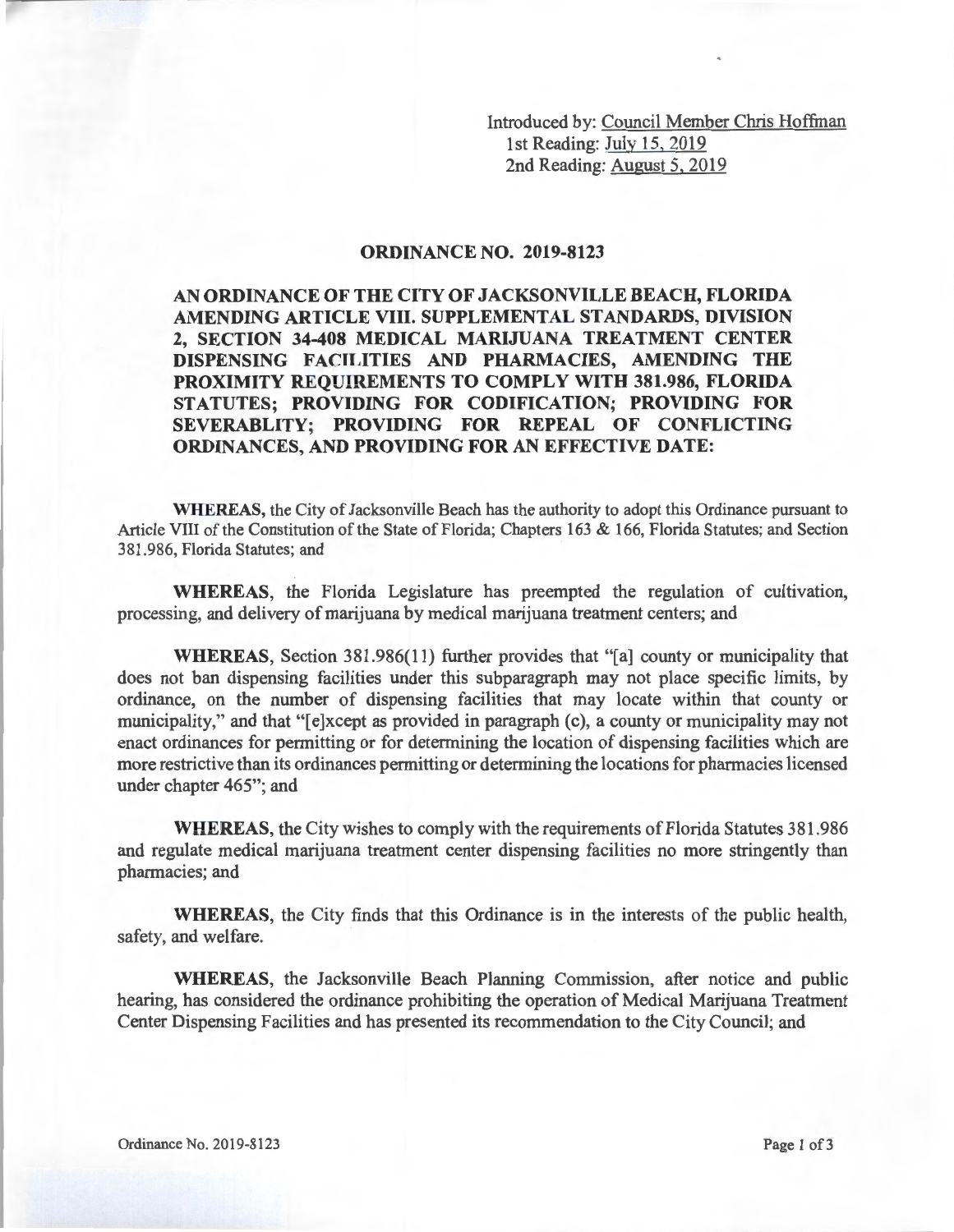Introduced by: Council Member Chris Hoffman
1st Reading: July 15, 2019
2nd Reading: August 5, 2019

# ORDINANCE NO. 2019-8123

**AN ORDINANCE OF THE CITY OF JACKSONVILLE BEACH, FLORIDA AMENDING ARTICLE VIII. SUPPLEMENTAL STANDARDS, DIVISION 2, SECTION 34-408 MEDICAL MARIJUANA TREATMENT CENTER DISPENSING FACILITIES AND PHARMACIES, AMENDING THE PROXIMITY REQUIREMENTS TO COMPLY WITH 381.986, FLORIDA STATUTES; PROVIDING FOR CODIFICATION; PROVIDING FOR SEVERABLITY; PROVIDING FOR REPEAL OF CONFLICTING ORDINANCES, AND PROVIDING FOR AN EFFECTIVE DATE:**

**WHEREAS,** the City of Jacksonville Beach has the authority to adopt this Ordinance pursuant to Article VIII of the Constitution of the State of Florida; Chapters 163 & 166, Florida Statutes; and Section 381.986, Florida Statutes; and

**WHEREAS,** the Florida Legislature has preempted the regulation of cultivation, processing, and delivery of marijuana by medical marijuana treatment centers; and

**WHEREAS,** Section 381.986(11) further provides that "[a] county or municipality that does not ban dispensing facilities under this subparagraph may not place specific limits, by ordinance, on the number of dispensing facilities that may locate within that county or municipality," and that "[e]xcept as provided in paragraph (c), a county or municipality may not enact ordinances for permitting or for determining the location of dispensing facilities which are more restrictive than its ordinances permitting or determining the locations for pharmacies licensed under chapter 465"; and

**WHEREAS,** the City wishes to comply with the requirements of Florida Statutes 381.986 and regulate medical marijuana treatment center dispensing facilities no more stringently than pharmacies; and

**WHEREAS,** the City finds that this Ordinance is in the interests of the public health, safety, and welfare.

**WHEREAS,** the Jacksonville Beach Planning Commission, after notice and public hearing, has considered the ordinance prohibiting the operation of Medical Marijuana Treatment Center Dispensing Facilities and has presented its recommendation to the City Council; and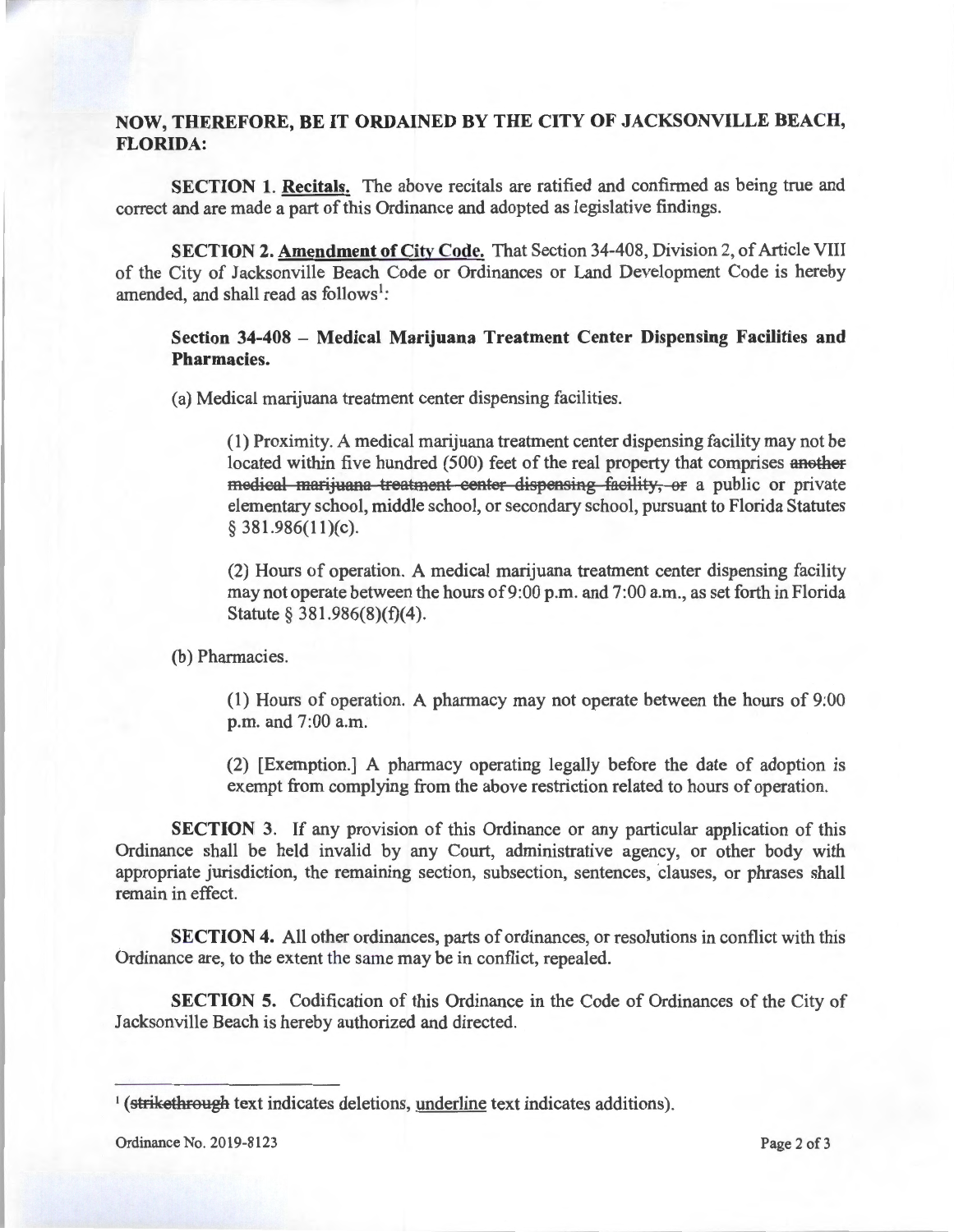**NOW, THEREFORE, BE IT ORDAINED BY THE CITY OF JACKSONVILLE BEACH, FLORIDA:**

**SECTION 1. Recitals.** The above recitals are ratified and confirmed as being true and correct and are made a part of this Ordinance and adopted as legislative findings.

**SECTION 2. Amendment of City Code.** That Section 34-408, Division 2, of Article VIII of the City of Jacksonville Beach Code or Ordinances or Land Development Code is hereby amended, and shall read as follows[1]:

**Section 34-408 – Medical Marijuana Treatment Center Dispensing Facilities and Pharmacies.**

(a) Medical marijuana treatment center dispensing facilities.

(1) Proximity. A medical marijuana treatment center dispensing facility may not be located within five hundred (500) feet of the real property that comprises ~~another medical marijuana treatment center dispensing facility, or~~ a public or private elementary school, middle school, or secondary school, pursuant to Florida Statutes § 381.986(11)(c).

(2) Hours of operation. A medical marijuana treatment center dispensing facility may not operate between the hours of 9:00 p.m. and 7:00 a.m., as set forth in Florida Statute § 381.986(8)(f)(4).

(b) Pharmacies.

(1) Hours of operation. A pharmacy may not operate between the hours of 9:00 p.m. and 7:00 a.m.

(2) [Exemption.] A pharmacy operating legally before the date of adoption is exempt from complying from the above restriction related to hours of operation.

**SECTION 3.** If any provision of this Ordinance or any particular application of this Ordinance shall be held invalid by any Court, administrative agency, or other body with appropriate jurisdiction, the remaining section, subsection, sentences, clauses, or phrases shall remain in effect.

**SECTION 4.** All other ordinances, parts of ordinances, or resolutions in conflict with this Ordinance are, to the extent the same may be in conflict, repealed.

**SECTION 5.** Codification of this Ordinance in the Code of Ordinances of the City of Jacksonville Beach is hereby authorized and directed.

---

[1] (~~strikethrough~~ text indicates deletions, <u>underline</u> text indicates additions).

Ordinance No. 2019-8123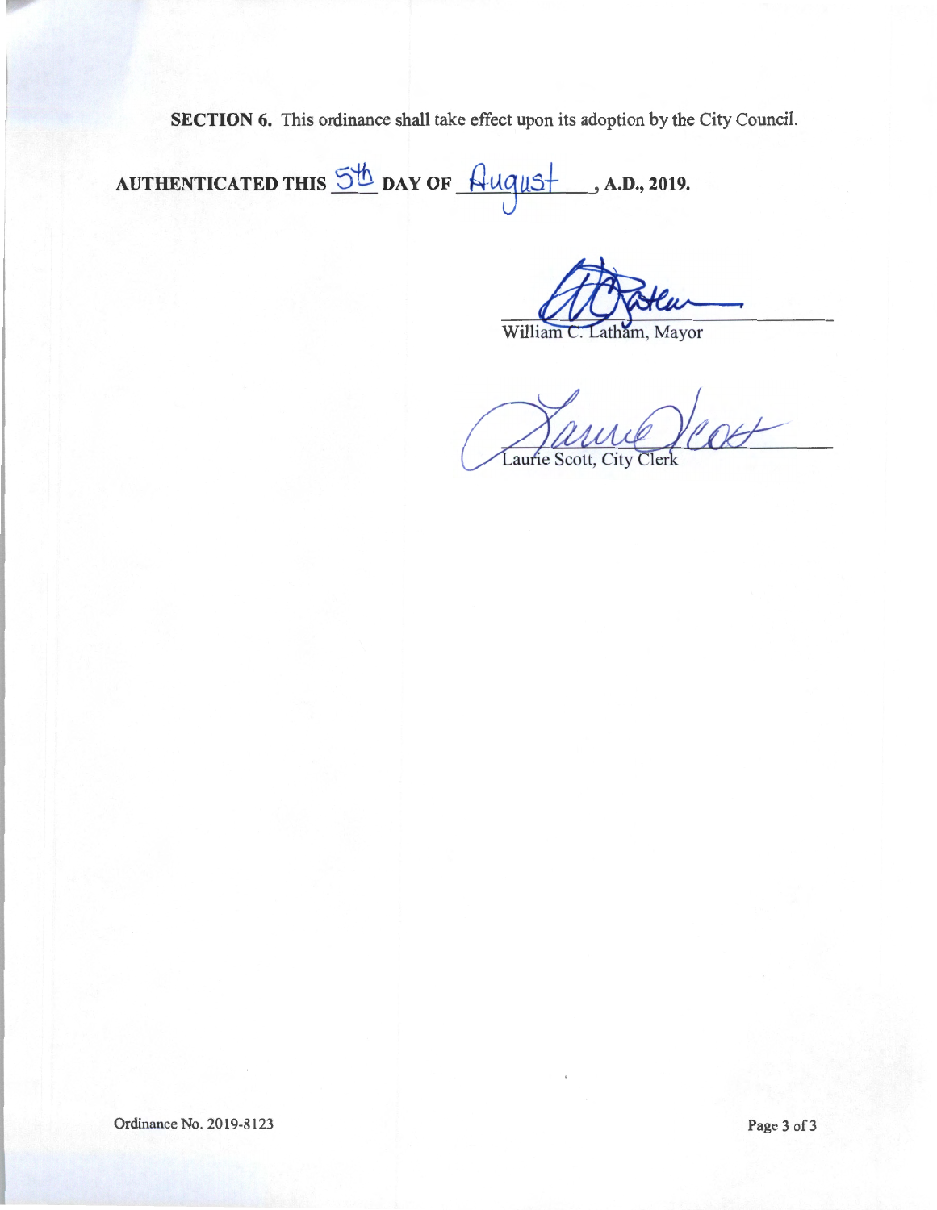**SECTION 6.** This ordinance shall take effect upon its adoption by the City Council.

**AUTHENTICATED THIS** 5th **DAY OF** August **, A.D., 2019.**

William C. Latham, Mayor

Laurie Scott, City Clerk

Ordinance No. 2019-8123